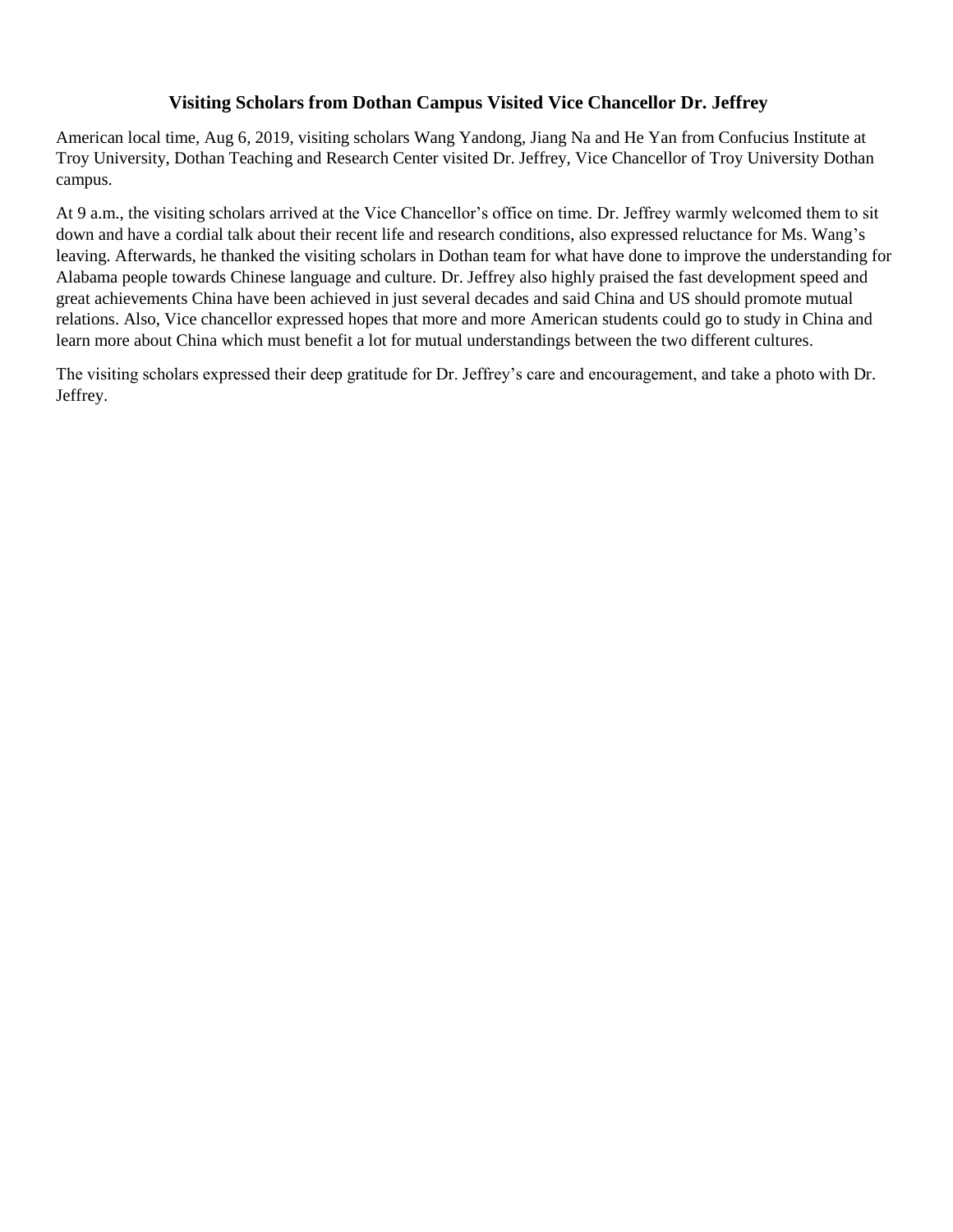# Visiting Scholars from Dothan Campus Visited Vice Chancellor Dr. Jeffrey

American local time, Aug 6, 2019, visiting scholars Wang Yandong, Jiang Na and He Yan from Confucius Institute at Troy University, Dothan Teaching and Research Center visited Dr. Jeffrey, Vice Chancellor of Troy University Dothan campus.

At 9 a.m., the visiting scholars arrived at the Vice Chancellor's office on time. Dr. Jeffrey warmly welcomed them to sit down and have a cordial talk about their recent life and research conditions, also expressed reluctance for Ms. Wang's leaving. Afterwards, he thanked the visiting scholars in Dothan team for what have done to improve the understanding for Alabama people towards Chinese language and culture. Dr. Jeffrey also highly praised the fast development speed and great achievements China have been achieved in just several decades and said China and US should promote mutual relations. Also, Vice chancellor expressed hopes that more and more American students could go to study in China and learn more about China which must benefit a lot for mutual understandings between the two different cultures.

The visiting scholars expressed their deep gratitude for Dr. Jeffrey's care and encouragement, and take a photo with Dr. Jeffrey.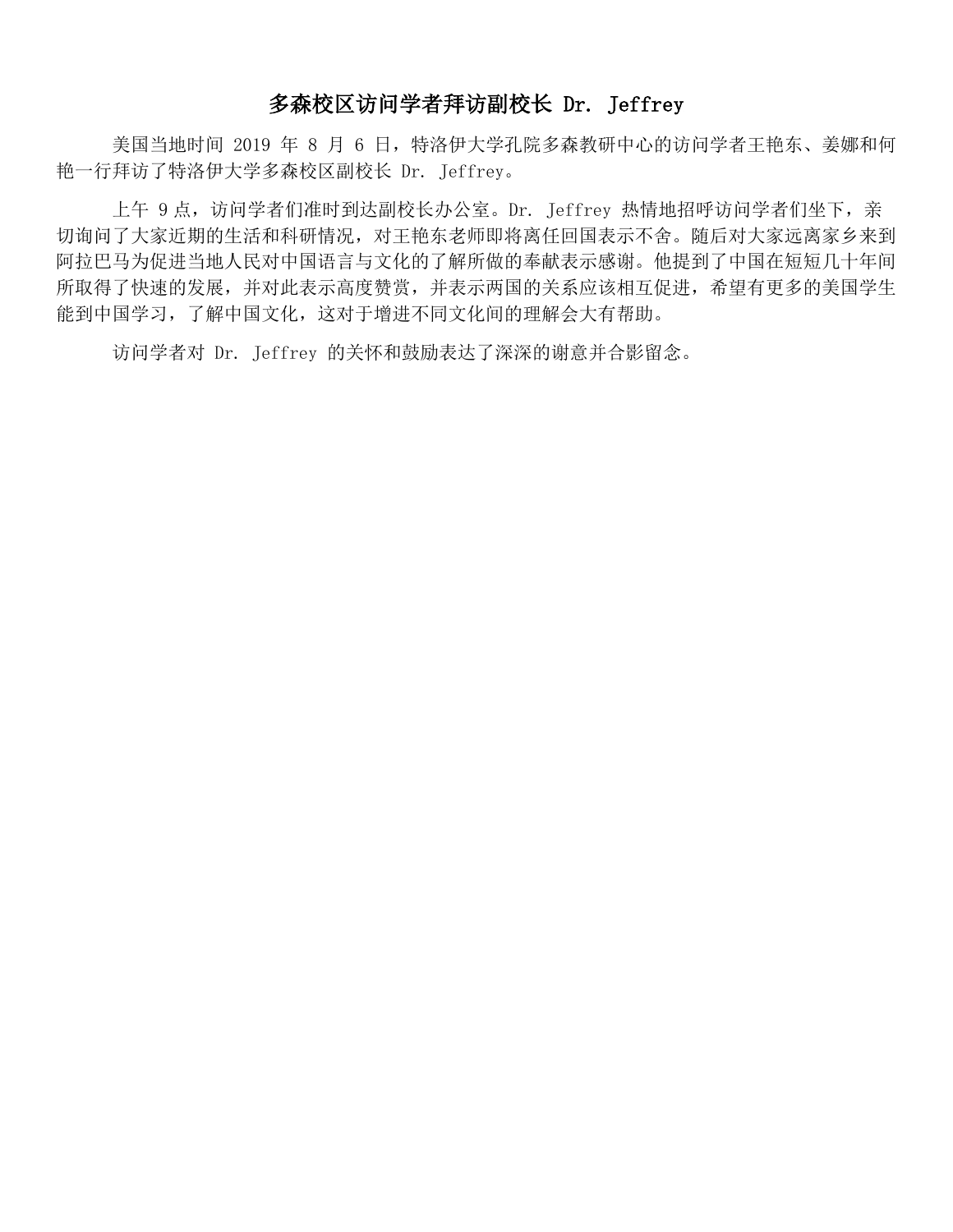# 多森校区访问学者拜访副校长 Dr. Jeffrey

美国当地时间 2019 年 8 月 6 日，特洛伊大学孔院多森教研中心的访问学者王艳东、姜娜和何艳一行拜访了特洛伊大学多森校区副校长 Dr. Jeffrey。

上午 9 点，访问学者们准时到达副校长办公室。Dr. Jeffrey 热情地招呼访问学者们坐下，亲切询问了大家近期的生活和科研情况，对王艳东老师即将离任回国表示不舍。随后对大家远离家乡来到阿拉巴马为促进当地人民对中国语言与文化的了解所做的奉献表示感谢。他提到了中国在短短几十年间所取得了快速的发展，并对此表示高度赞赏，并表示两国的关系应该相互促进，希望有更多的美国学生能到中国学习，了解中国文化，这对于增进不同文化间的理解会大有帮助。

访问学者对 Dr. Jeffrey 的关怀和鼓励表达了深深的谢意并合影留念。